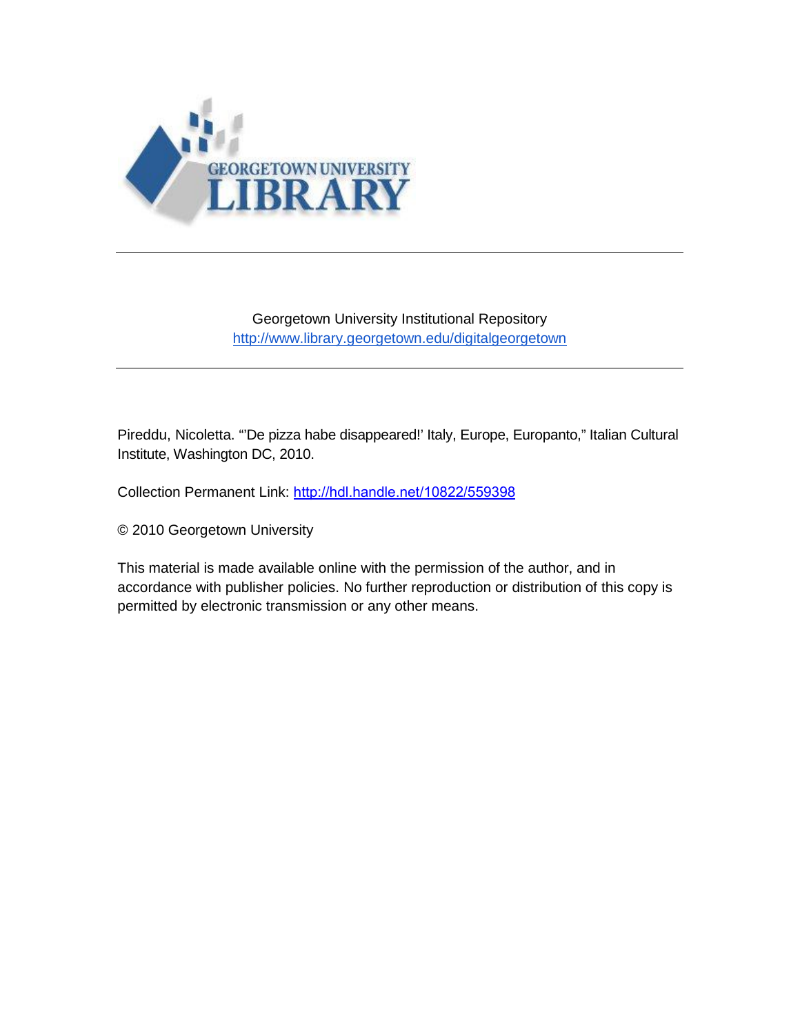GEORGETOWN UNIVERSITY LIBRARY

---

Georgetown University Institutional Repository
http://www.library.georgetown.edu/digitalgeorgetown

---

Pireddu, Nicoletta. "'De pizza habe disappeared!' Italy, Europe, Europanto," Italian Cultural Institute, Washington DC, 2010.

Collection Permanent Link: http://hdl.handle.net/10822/559398

© 2010 Georgetown University

This material is made available online with the permission of the author, and in accordance with publisher policies. No further reproduction or distribution of this copy is permitted by electronic transmission or any other means.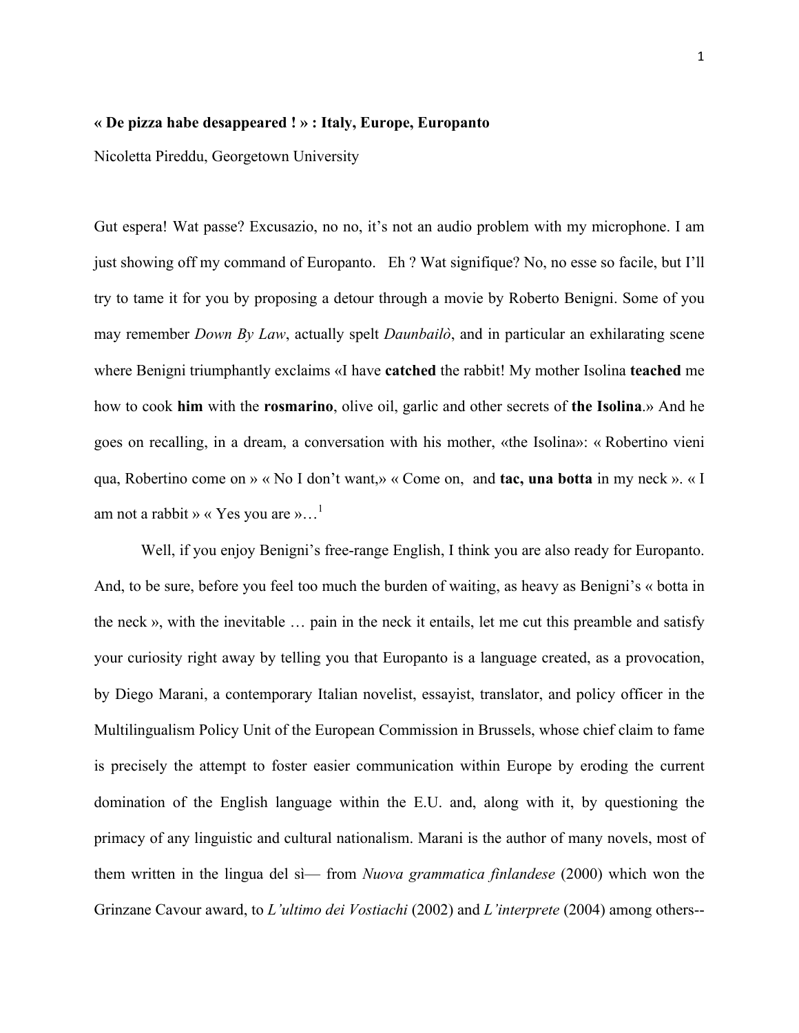**« De pizza habe desappeared ! » : Italy, Europe, Europanto**

Nicoletta Pireddu, Georgetown University

Gut espera! Wat passe? Excusazio, no no, it's not an audio problem with my microphone. I am just showing off my command of Europanto. Eh ? Wat significue? No, no esse so facile, but I'll try to tame it for you by proposing a detour through a movie by Roberto Benigni. Some of you may remember *Down By Law*, actually spelt *Daunbailò*, and in particular an exhilarating scene where Benigni triumphantly exclaims «I have **catched** the rabbit! My mother Isolina **teached** me how to cook **him** with the **rosmarino**, olive oil, garlic and other secrets of **the Isolina**.» And he goes on recalling, in a dream, a conversation with his mother, «the Isolina»: « Robertino vieni qua, Robertino come on » « No I don't want,» « Come on, and **tac, una botta** in my neck ». « I am not a rabbit » « Yes you are »…[1]

Well, if you enjoy Benigni's free-range English, I think you are also ready for Europanto. And, to be sure, before you feel too much the burden of waiting, as heavy as Benigni's « botta in the neck », with the inevitable … pain in the neck it entails, let me cut this preamble and satisfy your curiosity right away by telling you that Europanto is a language created, as a provocation, by Diego Marani, a contemporary Italian novelist, essayist, translator, and policy officer in the Multilingualism Policy Unit of the European Commission in Brussels, whose chief claim to fame is precisely the attempt to foster easier communication within Europe by eroding the current domination of the English language within the E.U. and, along with it, by questioning the primacy of any linguistic and cultural nationalism. Marani is the author of many novels, most of them written in the lingua del sì— from *Nuova grammatica finlandese* (2000) which won the Grinzane Cavour award, to *L'ultimo dei Vostiachi* (2002) and *L'interprete* (2004) among others--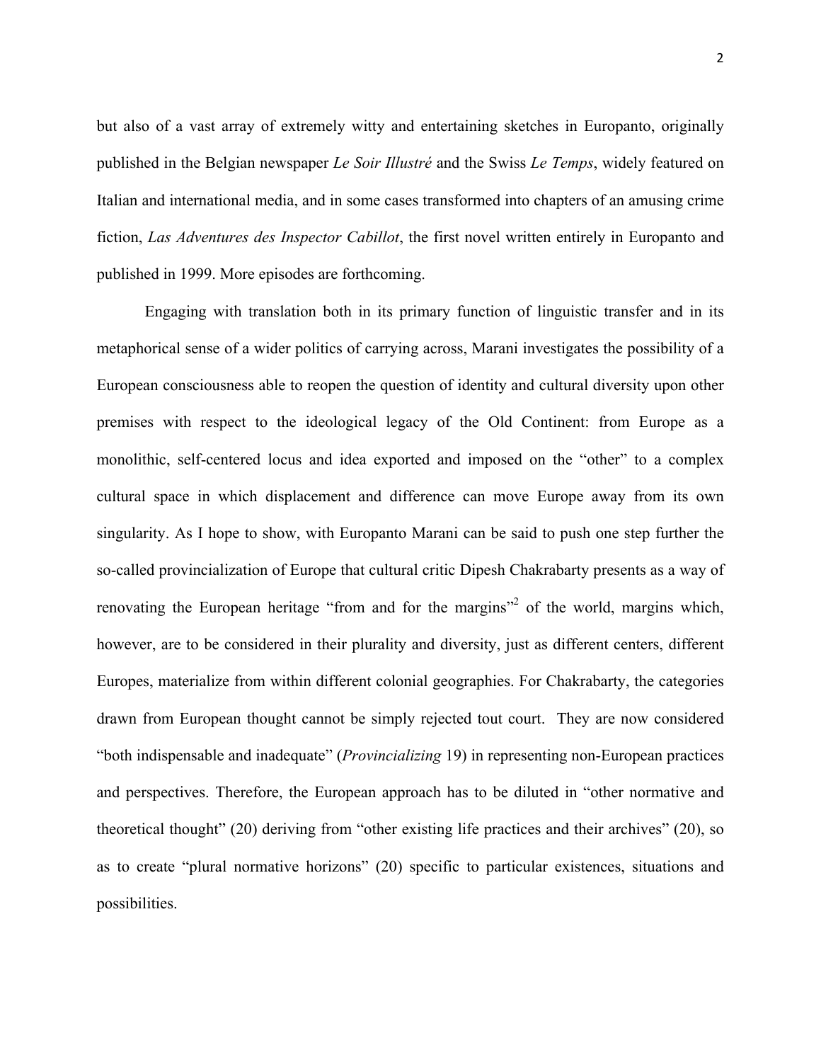but also of a vast array of extremely witty and entertaining sketches in Europanto, originally published in the Belgian newspaper *Le Soir Illustré* and the Swiss *Le Temps*, widely featured on Italian and international media, and in some cases transformed into chapters of an amusing crime fiction, *Las Adventures des Inspector Cabillot*, the first novel written entirely in Europanto and published in 1999. More episodes are forthcoming.

Engaging with translation both in its primary function of linguistic transfer and in its metaphorical sense of a wider politics of carrying across, Marani investigates the possibility of a European consciousness able to reopen the question of identity and cultural diversity upon other premises with respect to the ideological legacy of the Old Continent: from Europe as a monolithic, self-centered locus and idea exported and imposed on the "other" to a complex cultural space in which displacement and difference can move Europe away from its own singularity. As I hope to show, with Europanto Marani can be said to push one step further the so-called provincialization of Europe that cultural critic Dipesh Chakrabarty presents as a way of renovating the European heritage "from and for the margins"[2] of the world, margins which, however, are to be considered in their plurality and diversity, just as different centers, different Europes, materialize from within different colonial geographies. For Chakrabarty, the categories drawn from European thought cannot be simply rejected tout court. They are now considered "both indispensable and inadequate" (*Provincializing* 19) in representing non-European practices and perspectives. Therefore, the European approach has to be diluted in "other normative and theoretical thought" (20) deriving from "other existing life practices and their archives" (20), so as to create "plural normative horizons" (20) specific to particular existences, situations and possibilities.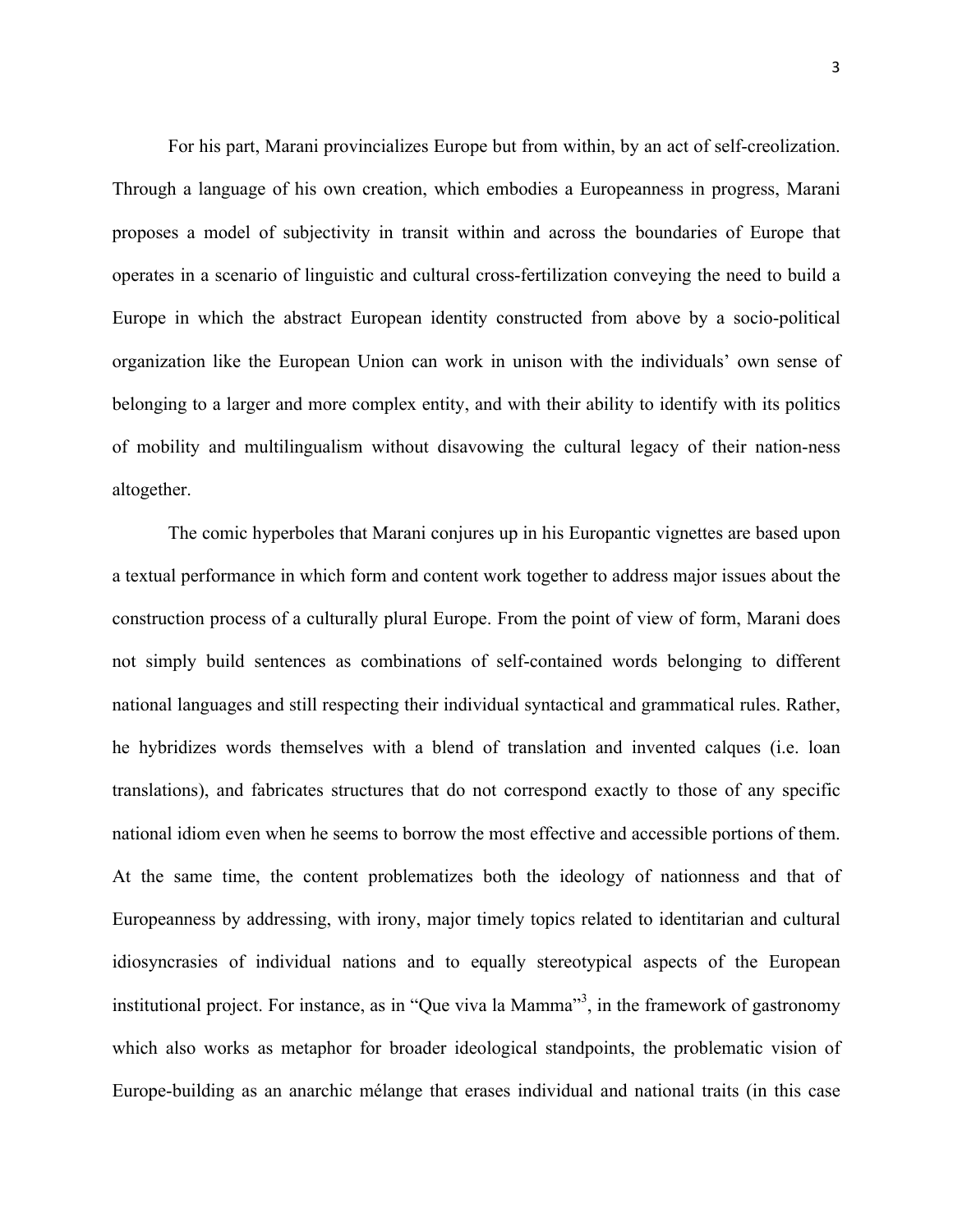For his part, Marani provincializes Europe but from within, by an act of self-creolization. Through a language of his own creation, which embodies a Europeanness in progress, Marani proposes a model of subjectivity in transit within and across the boundaries of Europe that operates in a scenario of linguistic and cultural cross-fertilization conveying the need to build a Europe in which the abstract European identity constructed from above by a socio-political organization like the European Union can work in unison with the individuals' own sense of belonging to a larger and more complex entity, and with their ability to identify with its politics of mobility and multilingualism without disavowing the cultural legacy of their nation-ness altogether.

The comic hyperboles that Marani conjures up in his Europantic vignettes are based upon a textual performance in which form and content work together to address major issues about the construction process of a culturally plural Europe. From the point of view of form, Marani does not simply build sentences as combinations of self-contained words belonging to different national languages and still respecting their individual syntactical and grammatical rules. Rather, he hybridizes words themselves with a blend of translation and invented calques (i.e. loan translations), and fabricates structures that do not correspond exactly to those of any specific national idiom even when he seems to borrow the most effective and accessible portions of them. At the same time, the content problematizes both the ideology of nationness and that of Europeanness by addressing, with irony, major timely topics related to identitarian and cultural idiosyncrasies of individual nations and to equally stereotypical aspects of the European institutional project. For instance, as in "Que viva la Mamma"[3], in the framework of gastronomy which also works as metaphor for broader ideological standpoints, the problematic vision of Europe-building as an anarchic mélange that erases individual and national traits (in this case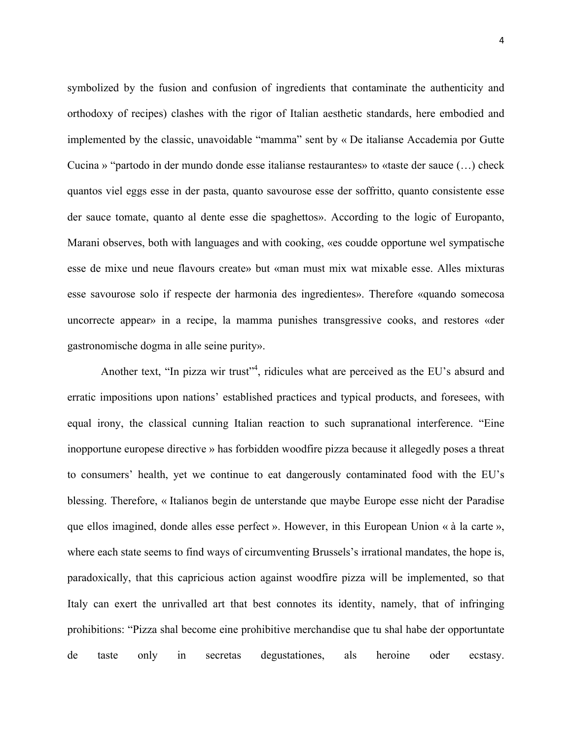symbolized by the fusion and confusion of ingredients that contaminate the authenticity and orthodoxy of recipes) clashes with the rigor of Italian aesthetic standards, here embodied and implemented by the classic, unavoidable "mamma" sent by « De italianse Accademia por Gutte Cucina » "partodo in der mundo donde esse italianse restaurantes» to «taste der sauce (…) check quantos viel eggs esse in der pasta, quanto savourose esse der soffritto, quanto consistente esse der sauce tomate, quanto al dente esse die spaghettos». According to the logic of Europanto, Marani observes, both with languages and with cooking, «es coudde opportune wel sympatische esse de mixe und neue flavours create» but «man must mix wat mixable esse. Alles mixturas esse savourose solo if respecte der harmonia des ingredientes». Therefore «quando somecosa uncorrecte appear» in a recipe, la mamma punishes transgressive cooks, and restores «der gastronomische dogma in alle seine purity».

Another text, "In pizza wir trust"[4], ridicules what are perceived as the EU's absurd and erratic impositions upon nations' established practices and typical products, and foresees, with equal irony, the classical cunning Italian reaction to such supranational interference. "Eine inopportune europese directive » has forbidden woodfire pizza because it allegedly poses a threat to consumers' health, yet we continue to eat dangerously contaminated food with the EU's blessing. Therefore, « Italianos begin de unterstande que maybe Europe esse nicht der Paradise que ellos imagined, donde alles esse perfect ». However, in this European Union « à la carte », where each state seems to find ways of circumventing Brussels's irrational mandates, the hope is, paradoxically, that this capricious action against woodfire pizza will be implemented, so that Italy can exert the unrivalled art that best connotes its identity, namely, that of infringing prohibitions: "Pizza shal become eine prohibitive merchandise que tu shal habe der opportuntate de taste only in secretas degustationes, als heroine oder ecstasy.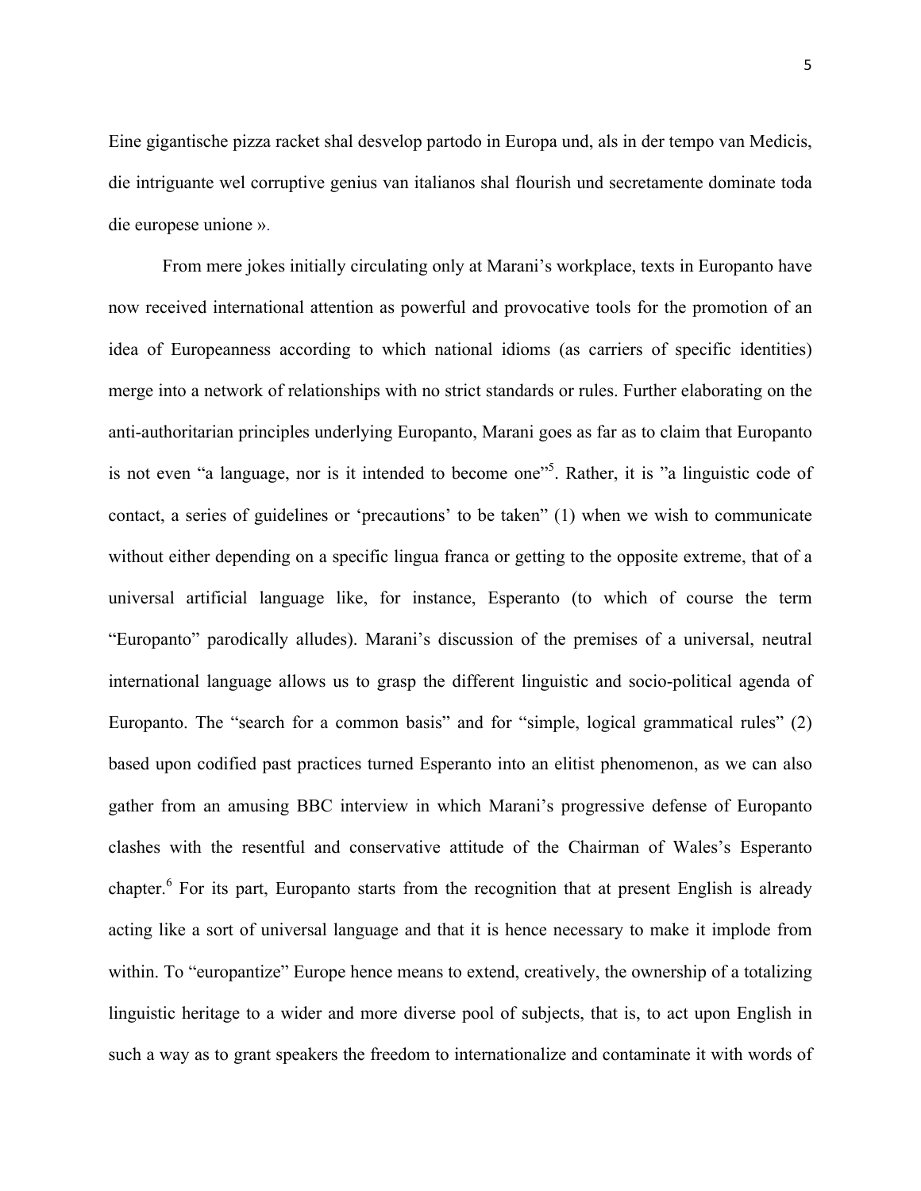Eine gigantische pizza racket shal desvelop partodo in Europa und, als in der tempo van Medicis, die intriguante wel corruptive genius van italianos shal flourish und secretamente dominate toda die europese unione ».

From mere jokes initially circulating only at Marani's workplace, texts in Europanto have now received international attention as powerful and provocative tools for the promotion of an idea of Europeanness according to which national idioms (as carriers of specific identities) merge into a network of relationships with no strict standards or rules. Further elaborating on the anti-authoritarian principles underlying Europanto, Marani goes as far as to claim that Europanto is not even "a language, nor is it intended to become one"[5]. Rather, it is "a linguistic code of contact, a series of guidelines or 'precautions' to be taken" (1) when we wish to communicate without either depending on a specific lingua franca or getting to the opposite extreme, that of a universal artificial language like, for instance, Esperanto (to which of course the term "Europanto" parodically alludes). Marani's discussion of the premises of a universal, neutral international language allows us to grasp the different linguistic and socio-political agenda of Europanto. The "search for a common basis" and for "simple, logical grammatical rules" (2) based upon codified past practices turned Esperanto into an elitist phenomenon, as we can also gather from an amusing BBC interview in which Marani's progressive defense of Europanto clashes with the resentful and conservative attitude of the Chairman of Wales's Esperanto chapter.[6] For its part, Europanto starts from the recognition that at present English is already acting like a sort of universal language and that it is hence necessary to make it implode from within. To "europantize" Europe hence means to extend, creatively, the ownership of a totalizing linguistic heritage to a wider and more diverse pool of subjects, that is, to act upon English in such a way as to grant speakers the freedom to internationalize and contaminate it with words of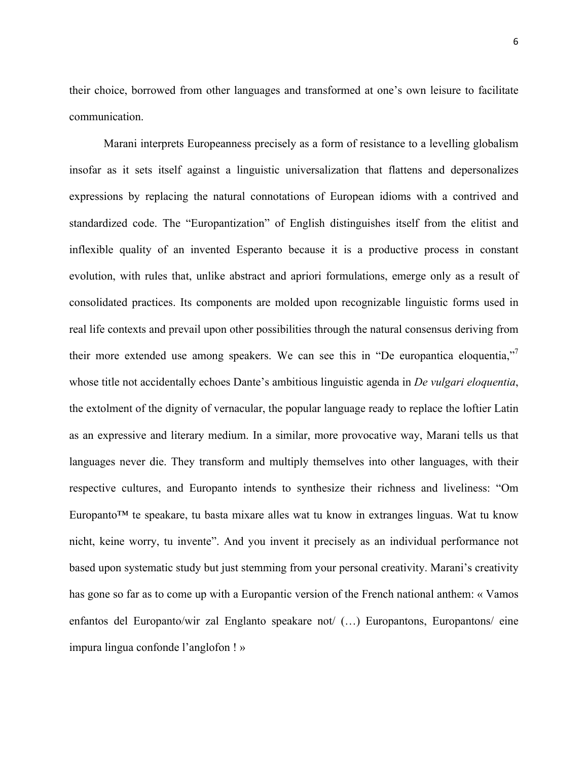their choice, borrowed from other languages and transformed at one's own leisure to facilitate communication.

Marani interprets Europeanness precisely as a form of resistance to a levelling globalism insofar as it sets itself against a linguistic universalization that flattens and depersonalizes expressions by replacing the natural connotations of European idioms with a contrived and standardized code. The "Europantization" of English distinguishes itself from the elitist and inflexible quality of an invented Esperanto because it is a productive process in constant evolution, with rules that, unlike abstract and apriori formulations, emerge only as a result of consolidated practices. Its components are molded upon recognizable linguistic forms used in real life contexts and prevail upon other possibilities through the natural consensus deriving from their more extended use among speakers. We can see this in "De europantica eloquentia,"[7] whose title not accidentally echoes Dante's ambitious linguistic agenda in *De vulgari eloquentia*, the extolment of the dignity of vernacular, the popular language ready to replace the loftier Latin as an expressive and literary medium. In a similar, more provocative way, Marani tells us that languages never die. They transform and multiply themselves into other languages, with their respective cultures, and Europanto intends to synthesize their richness and liveliness: "Om Europanto™ te speakare, tu basta mixare alles wat tu know in extranges linguas. Wat tu know nicht, keine worry, tu invente". And you invent it precisely as an individual performance not based upon systematic study but just stemming from your personal creativity. Marani's creativity has gone so far as to come up with a Europantic version of the French national anthem: « Vamos enfantos del Europanto/wir zal Englanto speakare not/ (…) Europantons, Europantons/ eine impura lingua confonde l'anglofon ! »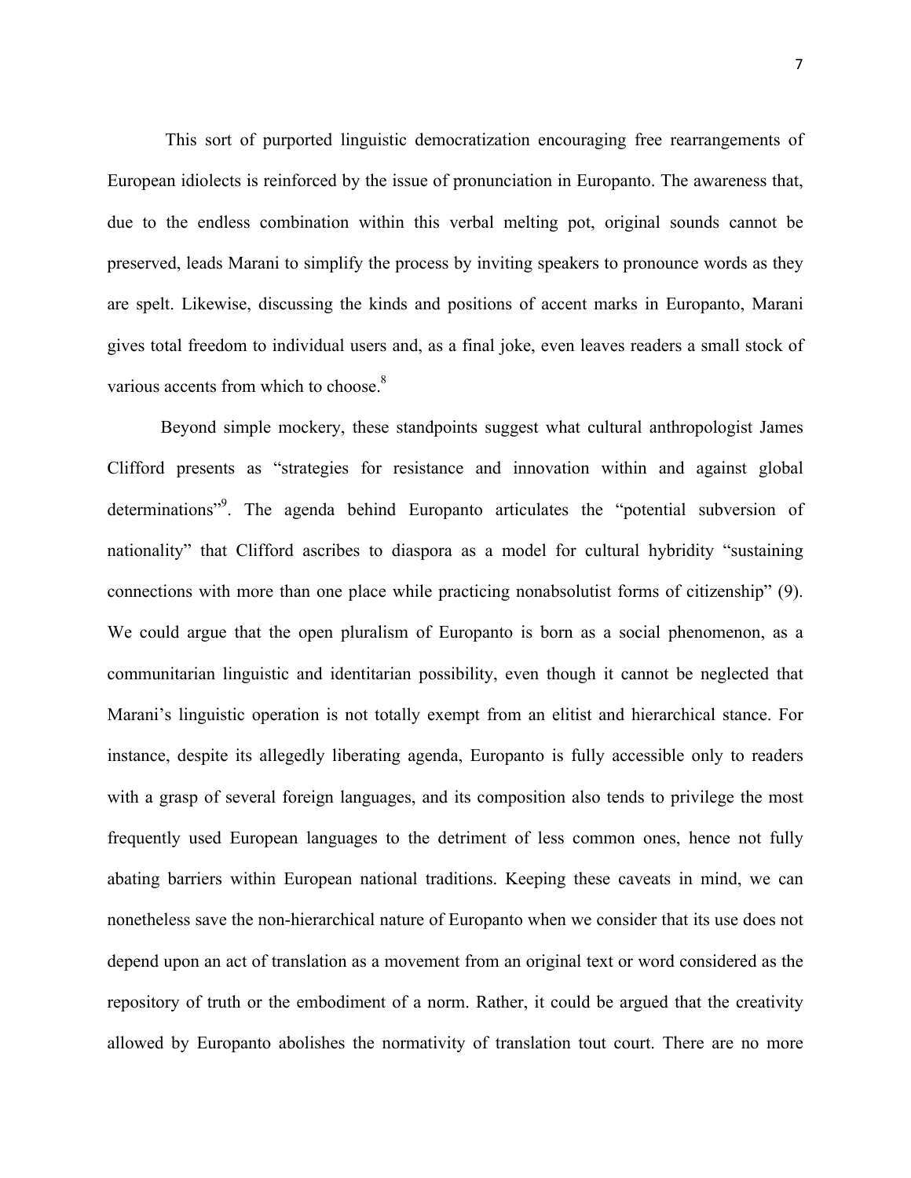This sort of purported linguistic democratization encouraging free rearrangements of European idiolects is reinforced by the issue of pronunciation in Europanto. The awareness that, due to the endless combination within this verbal melting pot, original sounds cannot be preserved, leads Marani to simplify the process by inviting speakers to pronounce words as they are spelt. Likewise, discussing the kinds and positions of accent marks in Europanto, Marani gives total freedom to individual users and, as a final joke, even leaves readers a small stock of various accents from which to choose.[8]

Beyond simple mockery, these standpoints suggest what cultural anthropologist James Clifford presents as "strategies for resistance and innovation within and against global determinations"[9]. The agenda behind Europanto articulates the "potential subversion of nationality" that Clifford ascribes to diaspora as a model for cultural hybridity "sustaining connections with more than one place while practicing nonabsolutist forms of citizenship" (9). We could argue that the open pluralism of Europanto is born as a social phenomenon, as a communitarian linguistic and identitarian possibility, even though it cannot be neglected that Marani's linguistic operation is not totally exempt from an elitist and hierarchical stance. For instance, despite its allegedly liberating agenda, Europanto is fully accessible only to readers with a grasp of several foreign languages, and its composition also tends to privilege the most frequently used European languages to the detriment of less common ones, hence not fully abating barriers within European national traditions. Keeping these caveats in mind, we can nonetheless save the non-hierarchical nature of Europanto when we consider that its use does not depend upon an act of translation as a movement from an original text or word considered as the repository of truth or the embodiment of a norm. Rather, it could be argued that the creativity allowed by Europanto abolishes the normativity of translation tout court. There are no more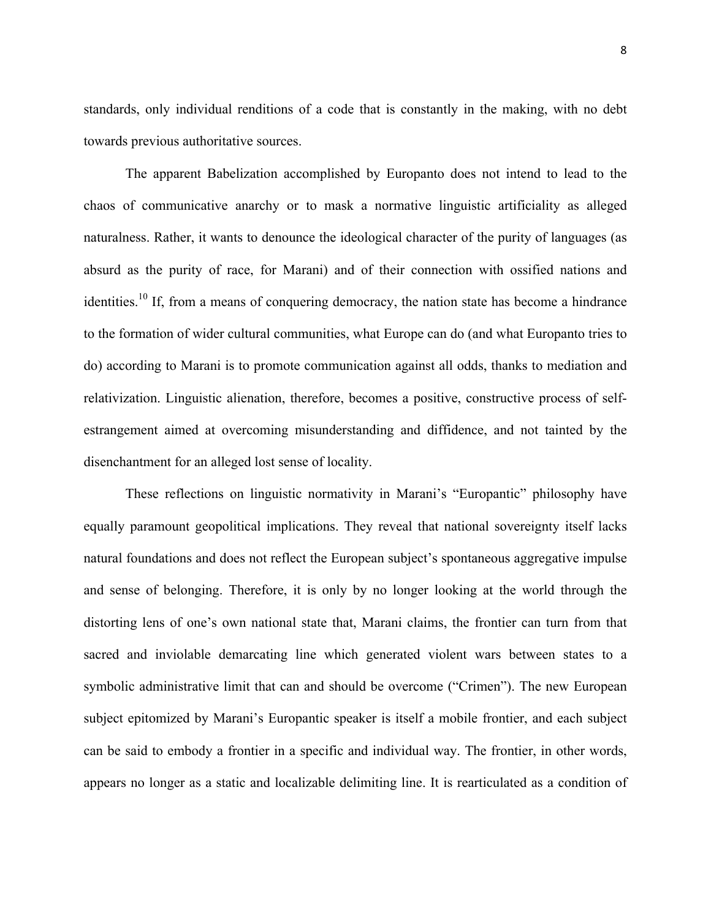standards, only individual renditions of a code that is constantly in the making, with no debt towards previous authoritative sources.

The apparent Babelization accomplished by Europanto does not intend to lead to the chaos of communicative anarchy or to mask a normative linguistic artificiality as alleged naturalness. Rather, it wants to denounce the ideological character of the purity of languages (as absurd as the purity of race, for Marani) and of their connection with ossified nations and identities.[10] If, from a means of conquering democracy, the nation state has become a hindrance to the formation of wider cultural communities, what Europe can do (and what Europanto tries to do) according to Marani is to promote communication against all odds, thanks to mediation and relativization. Linguistic alienation, therefore, becomes a positive, constructive process of self-estrangement aimed at overcoming misunderstanding and diffidence, and not tainted by the disenchantment for an alleged lost sense of locality.

These reflections on linguistic normativity in Marani's "Europantic" philosophy have equally paramount geopolitical implications. They reveal that national sovereignty itself lacks natural foundations and does not reflect the European subject's spontaneous aggregative impulse and sense of belonging. Therefore, it is only by no longer looking at the world through the distorting lens of one's own national state that, Marani claims, the frontier can turn from that sacred and inviolable demarcating line which generated violent wars between states to a symbolic administrative limit that can and should be overcome ("Crimen"). The new European subject epitomized by Marani's Europantic speaker is itself a mobile frontier, and each subject can be said to embody a frontier in a specific and individual way. The frontier, in other words, appears no longer as a static and localizable delimiting line. It is rearticulated as a condition of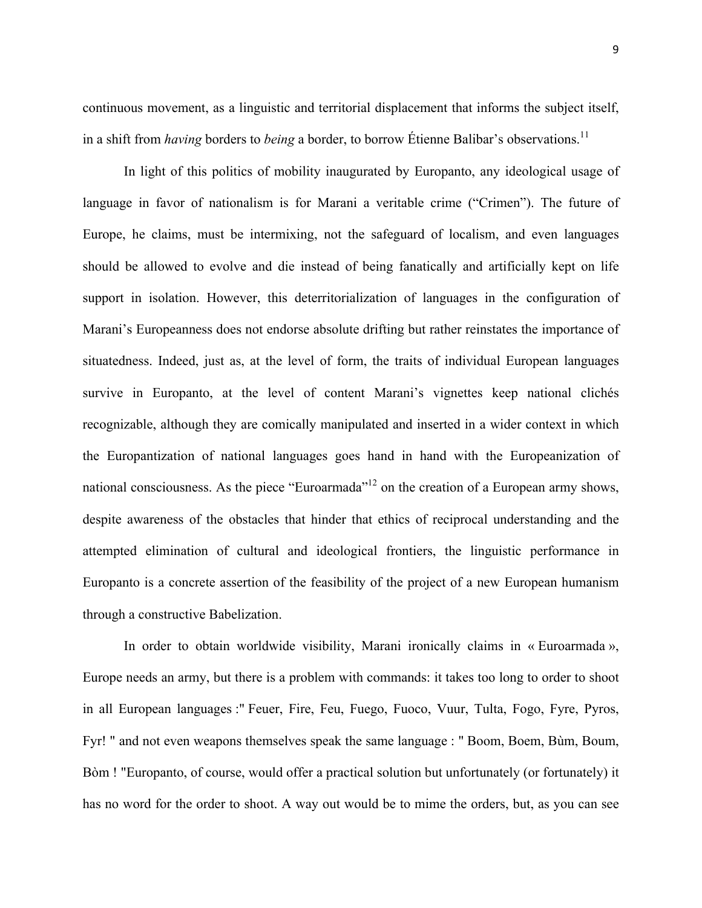continuous movement, as a linguistic and territorial displacement that informs the subject itself, in a shift from *having* borders to *being* a border, to borrow Étienne Balibar's observations.[11]

In light of this politics of mobility inaugurated by Europanto, any ideological usage of language in favor of nationalism is for Marani a veritable crime ("Crimen"). The future of Europe, he claims, must be intermixing, not the safeguard of localism, and even languages should be allowed to evolve and die instead of being fanatically and artificially kept on life support in isolation. However, this deterritorialization of languages in the configuration of Marani's Europeanness does not endorse absolute drifting but rather reinstates the importance of situatedness. Indeed, just as, at the level of form, the traits of individual European languages survive in Europanto, at the level of content Marani's vignettes keep national clichés recognizable, although they are comically manipulated and inserted in a wider context in which the Europantization of national languages goes hand in hand with the Europeanization of national consciousness. As the piece "Euroarmada"[12] on the creation of a European army shows, despite awareness of the obstacles that hinder that ethics of reciprocal understanding and the attempted elimination of cultural and ideological frontiers, the linguistic performance in Europanto is a concrete assertion of the feasibility of the project of a new European humanism through a constructive Babelization.

In order to obtain worldwide visibility, Marani ironically claims in « Euroarmada », Europe needs an army, but there is a problem with commands: it takes too long to order to shoot in all European languages :" Feuer, Fire, Feu, Fuego, Fuoco, Vuur, Tulta, Fogo, Fyre, Pyros, Fyr! " and not even weapons themselves speak the same language : " Boom, Boem, Bùm, Boum, Bòm ! "Europanto, of course, would offer a practical solution but unfortunately (or fortunately) it has no word for the order to shoot. A way out would be to mime the orders, but, as you can see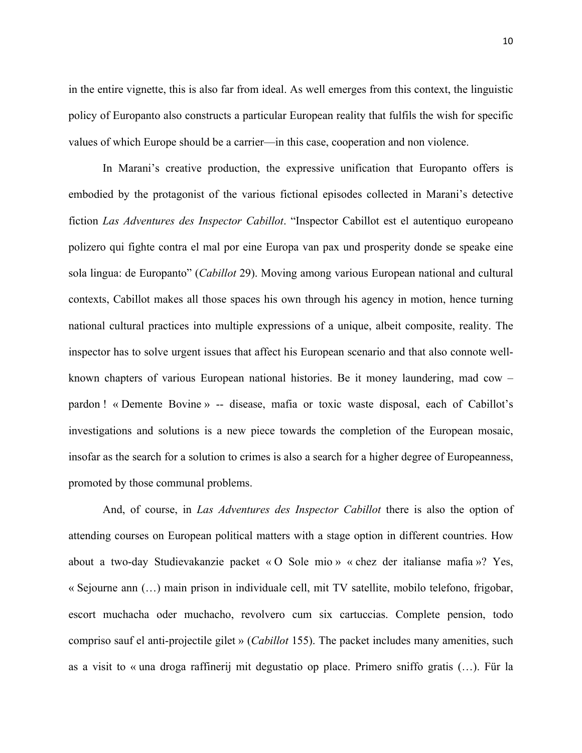in the entire vignette, this is also far from ideal. As well emerges from this context, the linguistic policy of Europanto also constructs a particular European reality that fulfils the wish for specific values of which Europe should be a carrier—in this case, cooperation and non violence.

In Marani's creative production, the expressive unification that Europanto offers is embodied by the protagonist of the various fictional episodes collected in Marani's detective fiction *Las Adventures des Inspector Cabillot*. "Inspector Cabillot est el autentiquo europeano polizero qui fighte contra el mal por eine Europa van pax und prosperity donde se speake eine sola lingua: de Europanto" (*Cabillot* 29). Moving among various European national and cultural contexts, Cabillot makes all those spaces his own through his agency in motion, hence turning national cultural practices into multiple expressions of a unique, albeit composite, reality. The inspector has to solve urgent issues that affect his European scenario and that also connote well-known chapters of various European national histories. Be it money laundering, mad cow – pardon ! « Demente Bovine » -- disease, mafia or toxic waste disposal, each of Cabillot's investigations and solutions is a new piece towards the completion of the European mosaic, insofar as the search for a solution to crimes is also a search for a higher degree of Europeanness, promoted by those communal problems.

And, of course, in *Las Adventures des Inspector Cabillot* there is also the option of attending courses on European political matters with a stage option in different countries. How about a two-day Studievakanzie packet « O Sole mio » « chez der italianse mafia »? Yes, « Sejourne ann (…) main prison in individuale cell, mit TV satellite, mobilo telefono, frigobar, escort muchacha oder muchacho, revolvero cum six cartuccias. Complete pension, todo compriso sauf el anti-projectile gilet » (*Cabillot* 155). The packet includes many amenities, such as a visit to « una droga raffinerij mit degustatio op place. Primero sniffo gratis (…). Für la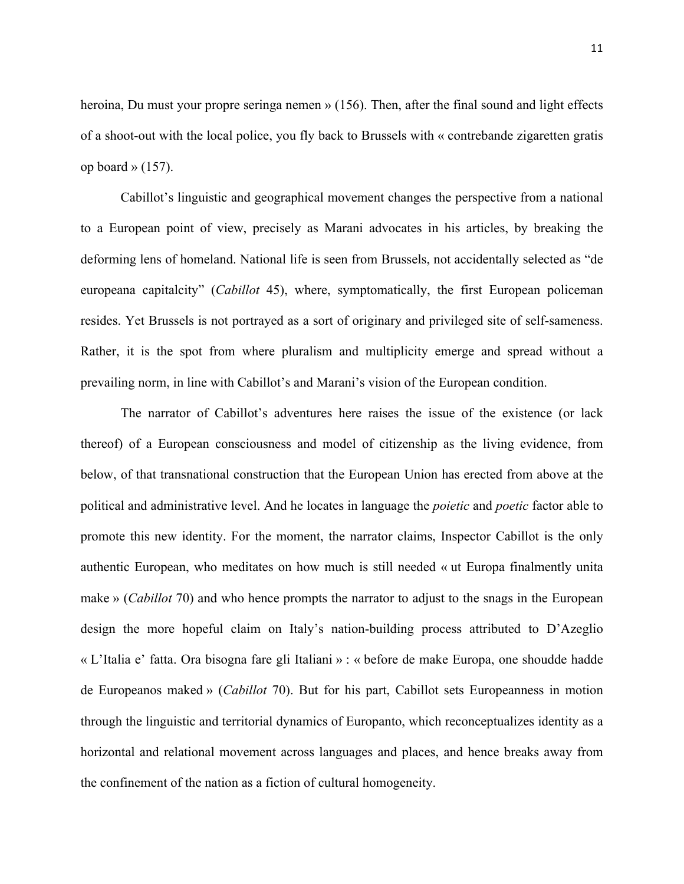heroina, Du must your propre seringa nemen » (156). Then, after the final sound and light effects of a shoot-out with the local police, you fly back to Brussels with « contrebande zigaretten gratis op board » (157).

Cabillot's linguistic and geographical movement changes the perspective from a national to a European point of view, precisely as Marani advocates in his articles, by breaking the deforming lens of homeland. National life is seen from Brussels, not accidentally selected as "de europeana capitalcity" (*Cabillot* 45), where, symptomatically, the first European policeman resides. Yet Brussels is not portrayed as a sort of originary and privileged site of self-sameness. Rather, it is the spot from where pluralism and multiplicity emerge and spread without a prevailing norm, in line with Cabillot's and Marani's vision of the European condition.

The narrator of Cabillot's adventures here raises the issue of the existence (or lack thereof) of a European consciousness and model of citizenship as the living evidence, from below, of that transnational construction that the European Union has erected from above at the political and administrative level. And he locates in language the *poietic* and *poetic* factor able to promote this new identity. For the moment, the narrator claims, Inspector Cabillot is the only authentic European, who meditates on how much is still needed « ut Europa finalmently unita make » (*Cabillot* 70) and who hence prompts the narrator to adjust to the snags in the European design the more hopeful claim on Italy's nation-building process attributed to D'Azeglio « L'Italia e' fatta. Ora bisogna fare gli Italiani » : « before de make Europa, one shoudde hadde de Europeanos maked » (*Cabillot* 70). But for his part, Cabillot sets Europeanness in motion through the linguistic and territorial dynamics of Europanto, which reconceptualizes identity as a horizontal and relational movement across languages and places, and hence breaks away from the confinement of the nation as a fiction of cultural homogeneity.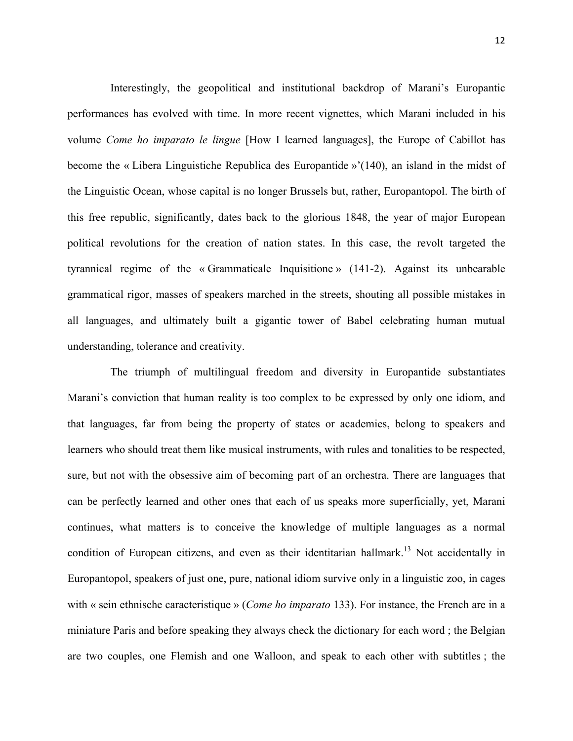Interestingly, the geopolitical and institutional backdrop of Marani's Europantic performances has evolved with time. In more recent vignettes, which Marani included in his volume *Come ho imparato le lingue* [How I learned languages], the Europe of Cabillot has become the « Libera Linguistiche Republica des Europantide »'(140), an island in the midst of the Linguistic Ocean, whose capital is no longer Brussels but, rather, Europantopol. The birth of this free republic, significantly, dates back to the glorious 1848, the year of major European political revolutions for the creation of nation states. In this case, the revolt targeted the tyrannical regime of the « Grammaticale Inquisitione » (141-2). Against its unbearable grammatical rigor, masses of speakers marched in the streets, shouting all possible mistakes in all languages, and ultimately built a gigantic tower of Babel celebrating human mutual understanding, tolerance and creativity.

The triumph of multilingual freedom and diversity in Europantide substantiates Marani's conviction that human reality is too complex to be expressed by only one idiom, and that languages, far from being the property of states or academies, belong to speakers and learners who should treat them like musical instruments, with rules and tonalities to be respected, sure, but not with the obsessive aim of becoming part of an orchestra. There are languages that can be perfectly learned and other ones that each of us speaks more superficially, yet, Marani continues, what matters is to conceive the knowledge of multiple languages as a normal condition of European citizens, and even as their identitarian hallmark.[13] Not accidentally in Europantopol, speakers of just one, pure, national idiom survive only in a linguistic zoo, in cages with « sein ethnische caracteristique » (*Come ho imparato* 133). For instance, the French are in a miniature Paris and before speaking they always check the dictionary for each word ; the Belgian are two couples, one Flemish and one Walloon, and speak to each other with subtitles ; the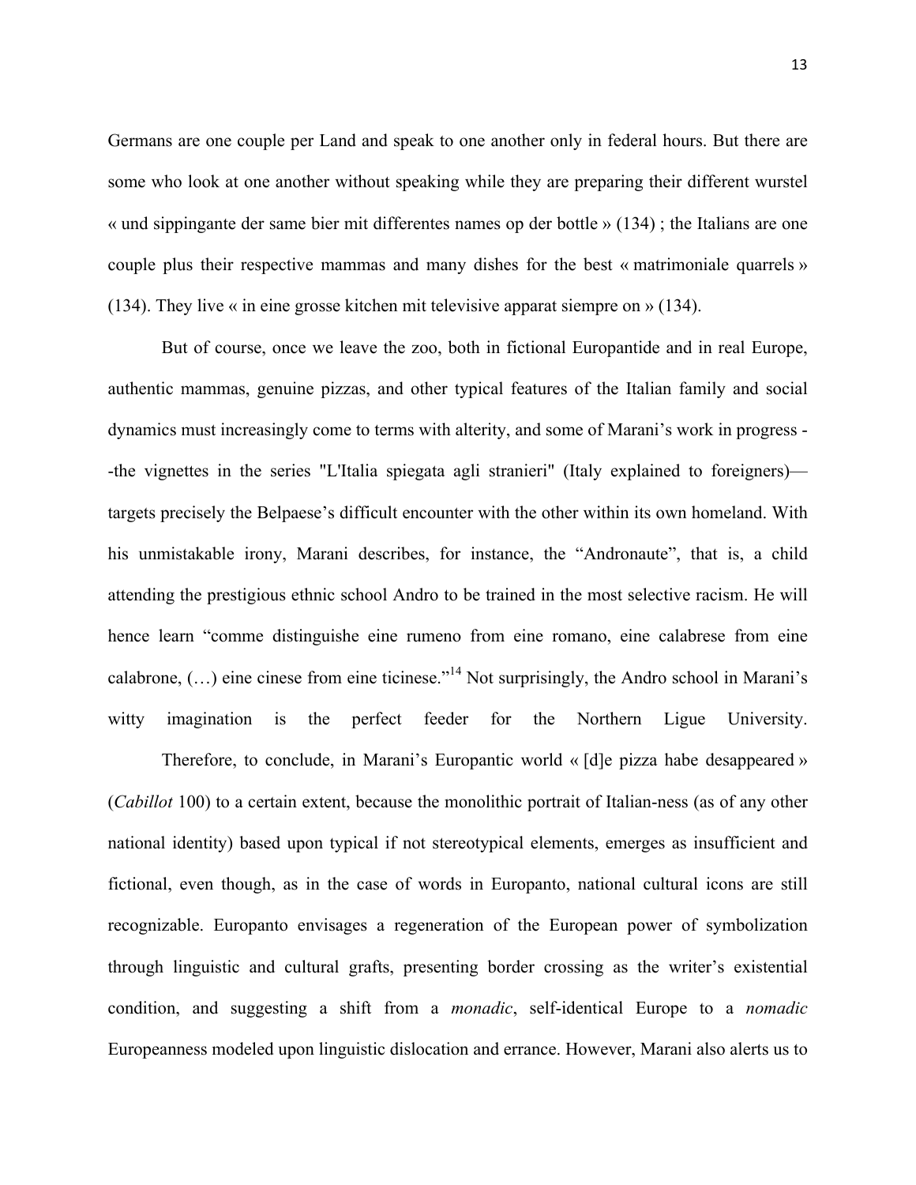Germans are one couple per Land and speak to one another only in federal hours. But there are some who look at one another without speaking while they are preparing their different wurstel « und sippingante der same bier mit differentes names op der bottle » (134) ; the Italians are one couple plus their respective mammas and many dishes for the best « matrimoniale quarrels » (134). They live « in eine grosse kitchen mit televisive apparat siempre on » (134).

But of course, once we leave the zoo, both in fictional Europantide and in real Europe, authentic mammas, genuine pizzas, and other typical features of the Italian family and social dynamics must increasingly come to terms with alterity, and some of Marani's work in progress --the vignettes in the series "L'Italia spiegata agli stranieri" (Italy explained to foreigners)—targets precisely the Belpaese's difficult encounter with the other within its own homeland. With his unmistakable irony, Marani describes, for instance, the "Andronaute", that is, a child attending the prestigious ethnic school Andro to be trained in the most selective racism. He will hence learn "comme distinguishe eine rumeno from eine romano, eine calabrese from eine calabrone, (…) eine cinese from eine ticinese."[14] Not surprisingly, the Andro school in Marani's witty imagination is the perfect feeder for the Northern Ligue University.

Therefore, to conclude, in Marani's Europantic world « [d]e pizza habe desappeared » (*Cabillot* 100) to a certain extent, because the monolithic portrait of Italian-ness (as of any other national identity) based upon typical if not stereotypical elements, emerges as insufficient and fictional, even though, as in the case of words in Europanto, national cultural icons are still recognizable. Europanto envisages a regeneration of the European power of symbolization through linguistic and cultural grafts, presenting border crossing as the writer's existential condition, and suggesting a shift from a *monadic*, self-identical Europe to a *nomadic* Europeanness modeled upon linguistic dislocation and errance. However, Marani also alerts us to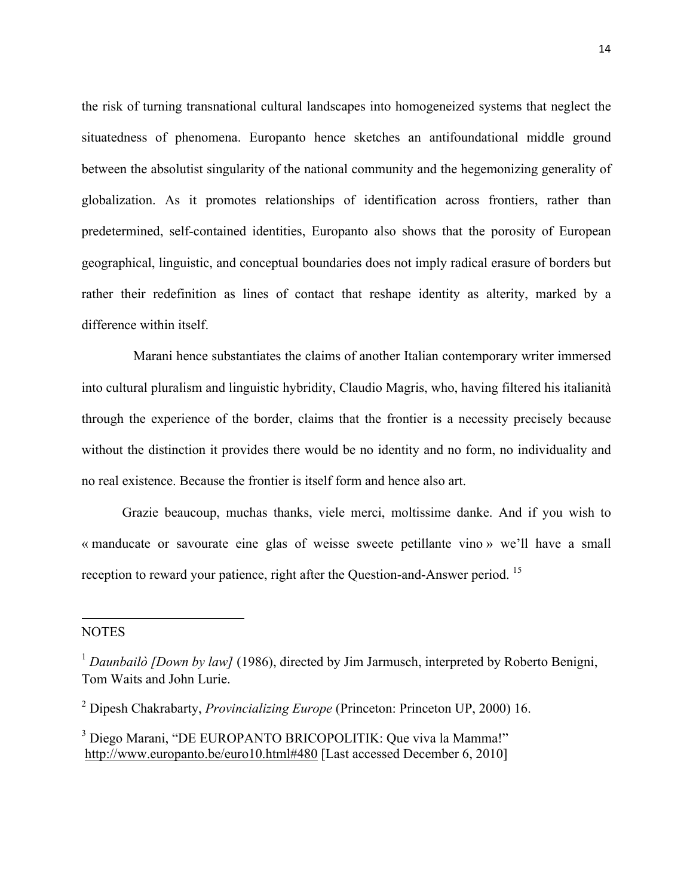the risk of turning transnational cultural landscapes into homogeneized systems that neglect the situatedness of phenomena. Europanto hence sketches an antifoundational middle ground between the absolutist singularity of the national community and the hegemonizing generality of globalization. As it promotes relationships of identification across frontiers, rather than predetermined, self-contained identities, Europanto also shows that the porosity of European geographical, linguistic, and conceptual boundaries does not imply radical erasure of borders but rather their redefinition as lines of contact that reshape identity as alterity, marked by a difference within itself.

Marani hence substantiates the claims of another Italian contemporary writer immersed into cultural pluralism and linguistic hybridity, Claudio Magris, who, having filtered his italianità through the experience of the border, claims that the frontier is a necessity precisely because without the distinction it provides there would be no identity and no form, no individuality and no real existence. Because the frontier is itself form and hence also art.

Grazie beaucoup, muchas thanks, viele merci, moltissime danke. And if you wish to « manducate or savourate eine glas of weisse sweete petillante vino » we'll have a small reception to reward your patience, right after the Question-and-Answer period. [15]

---

NOTES

[1] *Daunbailò [Down by law]* (1986), directed by Jim Jarmusch, interpreted by Roberto Benigni, Tom Waits and John Lurie.

[2] Dipesh Chakrabarty, *Provincializing Europe* (Princeton: Princeton UP, 2000) 16.

[3] Diego Marani, "DE EUROPANTO BRICOPOLITIK: Que viva la Mamma!" http://www.europanto.be/euro10.html#480 [Last accessed December 6, 2010]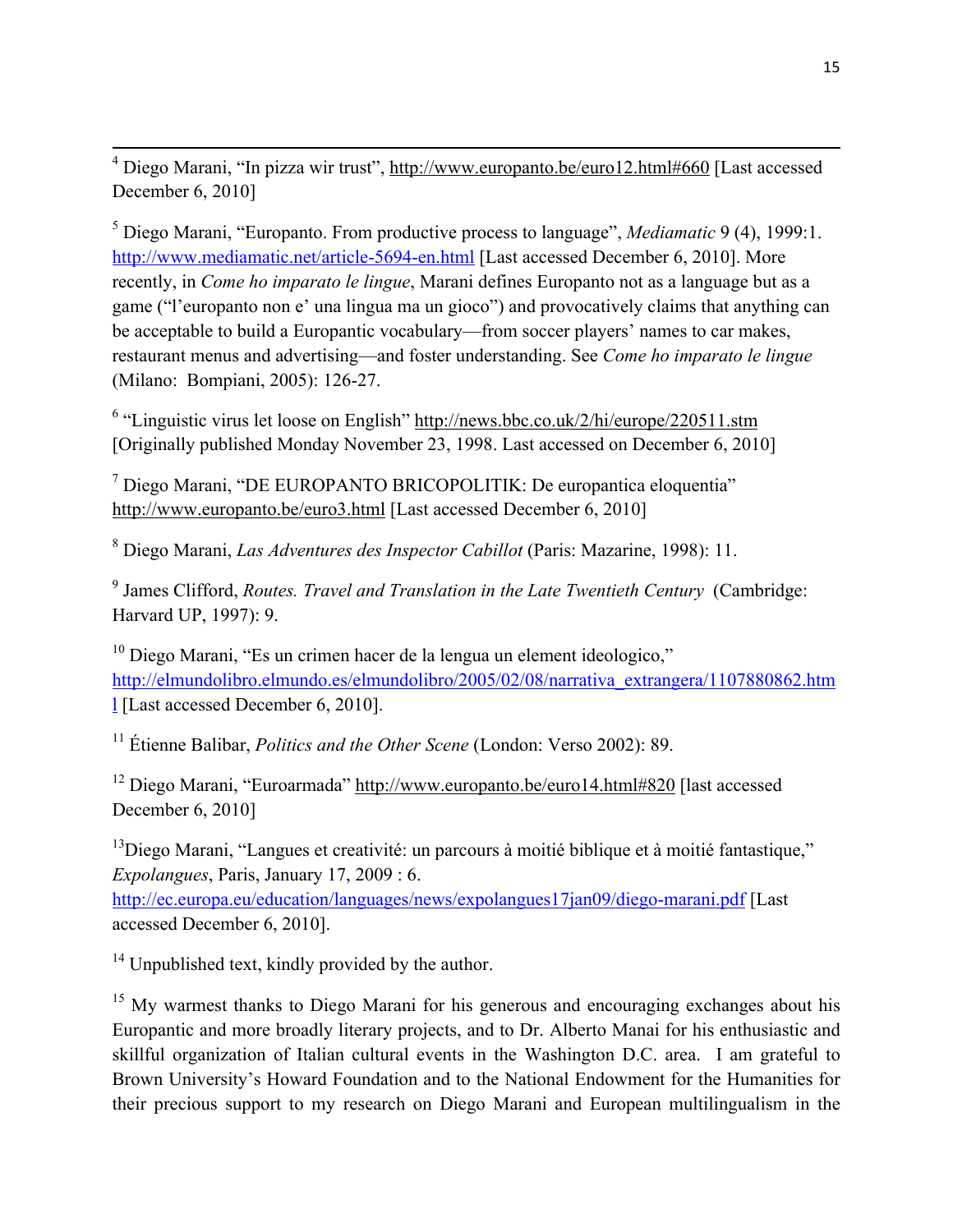[4] Diego Marani, "In pizza wir trust", http://www.europanto.be/euro12.html#660 [Last accessed December 6, 2010]

[5] Diego Marani, "Europanto. From productive process to language", *Mediamatic* 9 (4), 1999:1. http://www.mediamatic.net/article-5694-en.html [Last accessed December 6, 2010]. More recently, in *Come ho imparato le lingue*, Marani defines Europanto not as a language but as a game ("l'europanto non e' una lingua ma un gioco") and provocatively claims that anything can be acceptable to build a Europantic vocabulary—from soccer players' names to car makes, restaurant menus and advertising—and foster understanding. See *Come ho imparato le lingue* (Milano: Bompiani, 2005): 126-27.

[6] "Linguistic virus let loose on English" http://news.bbc.co.uk/2/hi/europe/220511.stm [Originally published Monday November 23, 1998. Last accessed on December 6, 2010]

[7] Diego Marani, "DE EUROPANTO BRICOPOLITIK: De europantica eloquentia" http://www.europanto.be/euro3.html [Last accessed December 6, 2010]

[8] Diego Marani, *Las Adventures des Inspector Cabillot* (Paris: Mazarine, 1998): 11.

[9] James Clifford, *Routes. Travel and Translation in the Late Twentieth Century* (Cambridge: Harvard UP, 1997): 9.

[10] Diego Marani, "Es un crimen hacer de la lengua un element ideologico," http://elmundolibro.elmundo.es/elmundolibro/2005/02/08/narrativa_extrangera/1107880862.html [Last accessed December 6, 2010].

[11] Étienne Balibar, *Politics and the Other Scene* (London: Verso 2002): 89.

[12] Diego Marani, "Euroarmada" http://www.europanto.be/euro14.html#820 [last accessed December 6, 2010]

[13] Diego Marani, "Langues et creativité: un parcours à moitié biblique et à moitié fantastique," *Expolangues*, Paris, January 17, 2009 : 6. http://ec.europa.eu/education/languages/news/expolangues17jan09/diego-marani.pdf [Last accessed December 6, 2010].

[14] Unpublished text, kindly provided by the author.

[15] My warmest thanks to Diego Marani for his generous and encouraging exchanges about his Europantic and more broadly literary projects, and to Dr. Alberto Manai for his enthusiastic and skillful organization of Italian cultural events in the Washington D.C. area. I am grateful to Brown University's Howard Foundation and to the National Endowment for the Humanities for their precious support to my research on Diego Marani and European multilingualism in the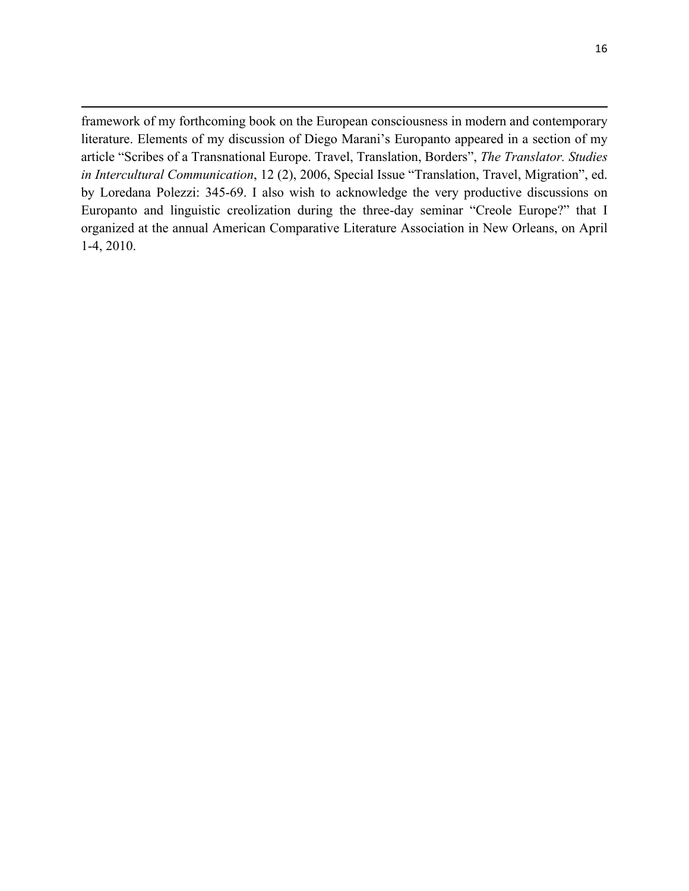framework of my forthcoming book on the European consciousness in modern and contemporary literature. Elements of my discussion of Diego Marani's Europanto appeared in a section of my article "Scribes of a Transnational Europe. Travel, Translation, Borders", *The Translator. Studies in Intercultural Communication*, 12 (2), 2006, Special Issue "Translation, Travel, Migration", ed. by Loredana Polezzi: 345-69. I also wish to acknowledge the very productive discussions on Europanto and linguistic creolization during the three-day seminar "Creole Europe?" that I organized at the annual American Comparative Literature Association in New Orleans, on April 1-4, 2010.